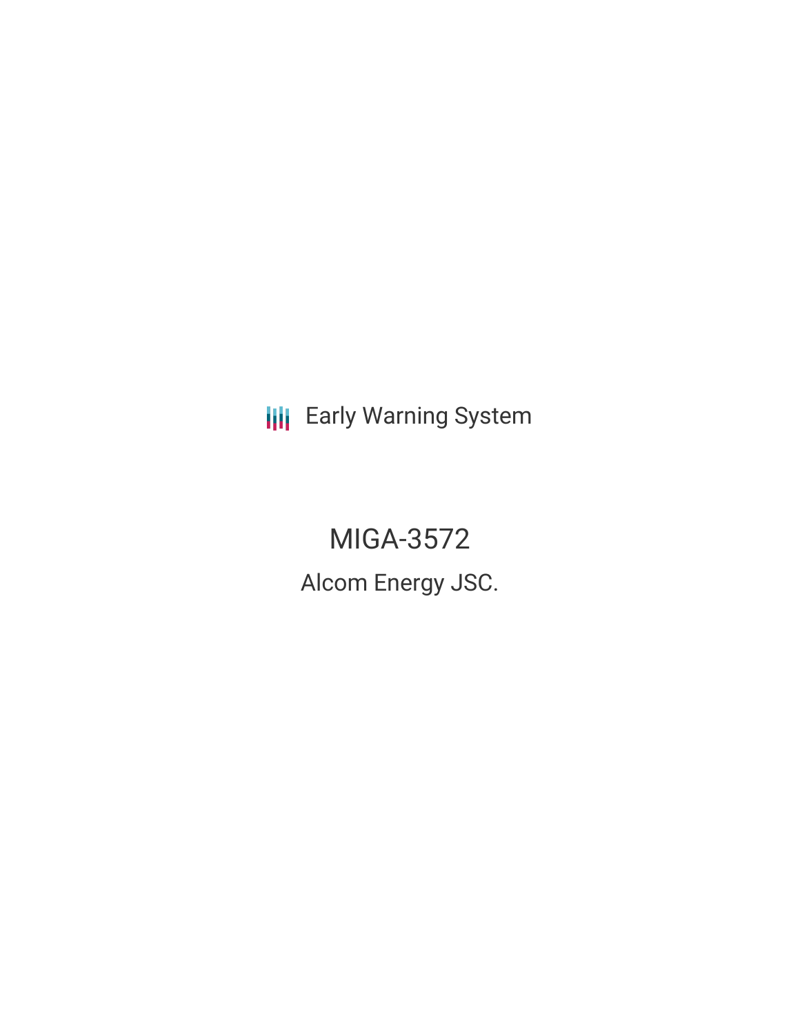Early Warning System

# MIGA-3572

Alcom Energy JSC.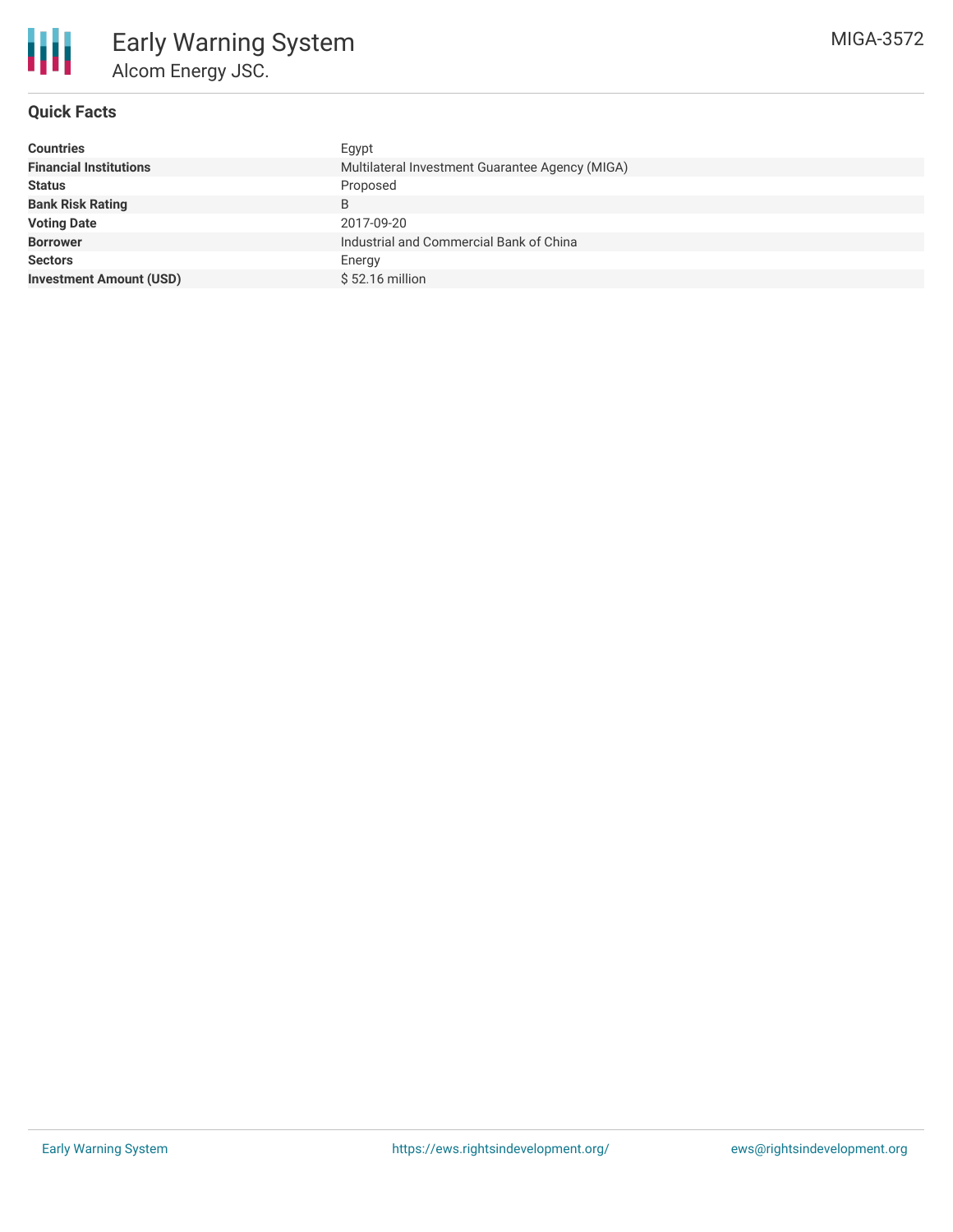# Early Warning System

## Alcom Energy JSC.

MIGA-3572

### Quick Facts

| | |
|---|---|
| **Countries** | Egypt |
| **Financial Institutions** | Multilateral Investment Guarantee Agency (MIGA) |
| **Status** | Proposed |
| **Bank Risk Rating** | B |
| **Voting Date** | 2017-09-20 |
| **Borrower** | Industrial and Commercial Bank of China |
| **Sectors** | Energy |
| **Investment Amount (USD)** | $ 52.16 million |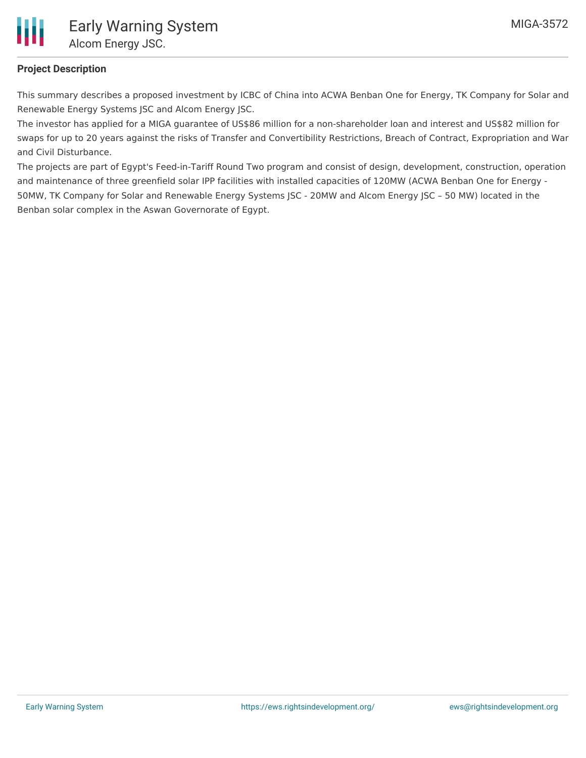## Project Description

This summary describes a proposed investment by ICBC of China into ACWA Benban One for Energy, TK Company for Solar and Renewable Energy Systems JSC and Alcom Energy JSC.

The investor has applied for a MIGA guarantee of US$86 million for a non-shareholder loan and interest and US$82 million for swaps for up to 20 years against the risks of Transfer and Convertibility Restrictions, Breach of Contract, Expropriation and War and Civil Disturbance.

The projects are part of Egypt's Feed-in-Tariff Round Two program and consist of design, development, construction, operation and maintenance of three greenfield solar IPP facilities with installed capacities of 120MW (ACWA Benban One for Energy - 50MW, TK Company for Solar and Renewable Energy Systems JSC - 20MW and Alcom Energy JSC – 50 MW) located in the Benban solar complex in the Aswan Governorate of Egypt.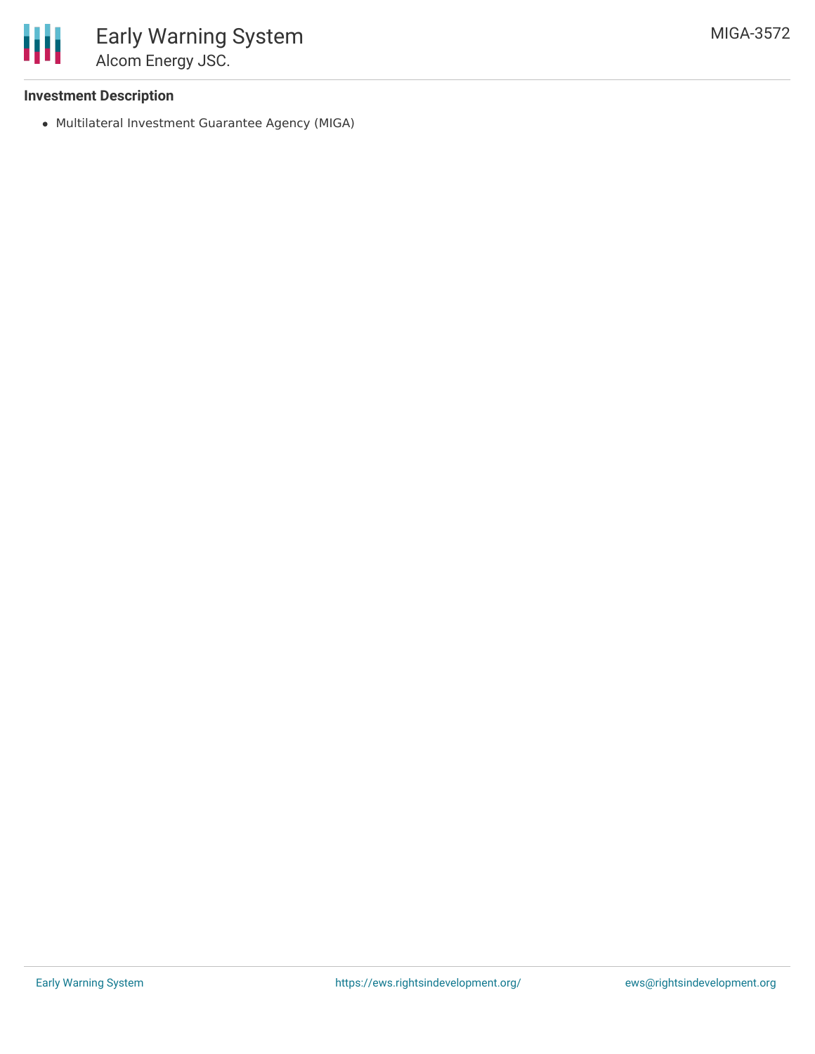**Investment Description**

- Multilateral Investment Guarantee Agency (MIGA)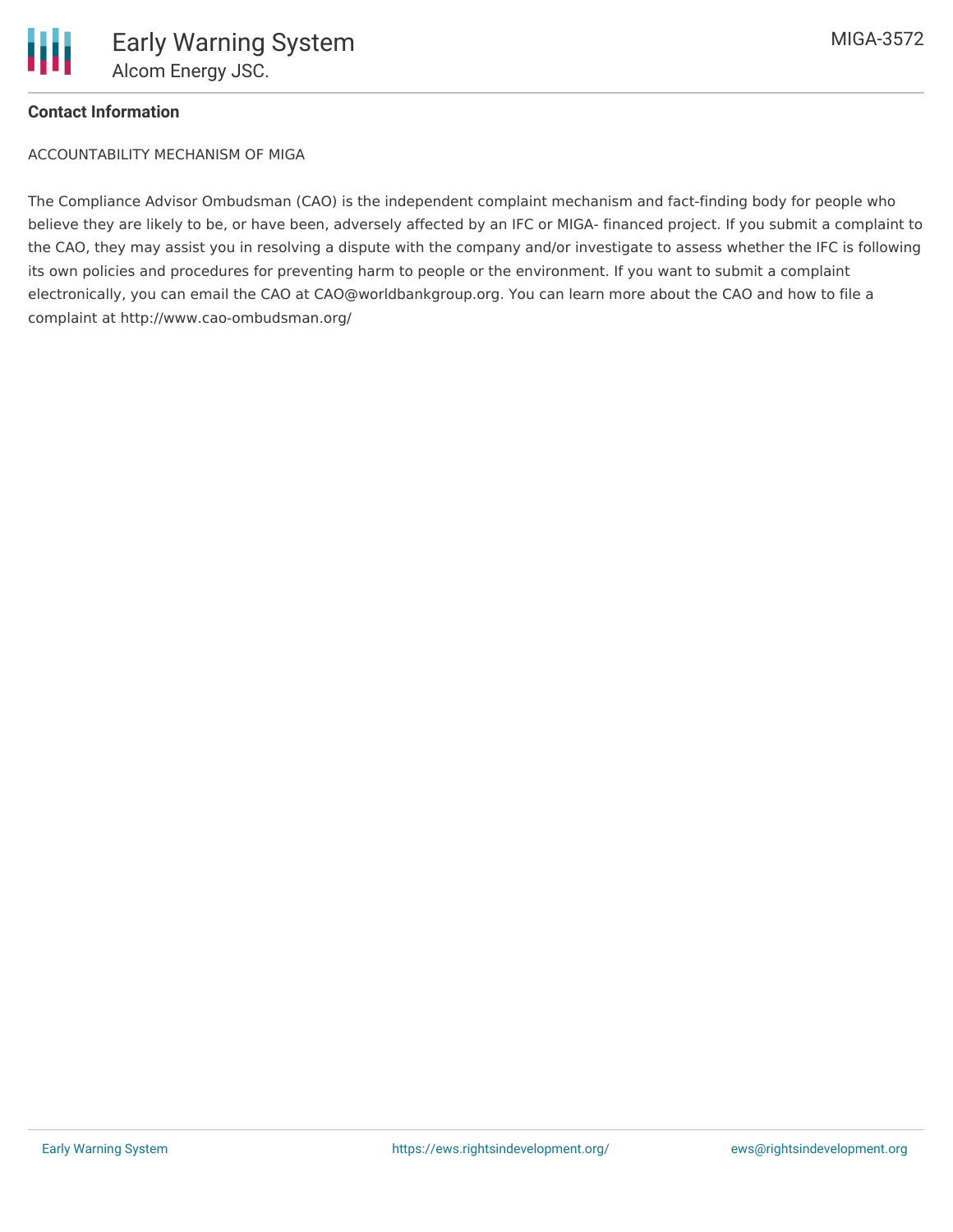**Contact Information**

ACCOUNTABILITY MECHANISM OF MIGA

The Compliance Advisor Ombudsman (CAO) is the independent complaint mechanism and fact-finding body for people who believe they are likely to be, or have been, adversely affected by an IFC or MIGA- financed project. If you submit a complaint to the CAO, they may assist you in resolving a dispute with the company and/or investigate to assess whether the IFC is following its own policies and procedures for preventing harm to people or the environment. If you want to submit a complaint electronically, you can email the CAO at CAO@worldbankgroup.org. You can learn more about the CAO and how to file a complaint at http://www.cao-ombudsman.org/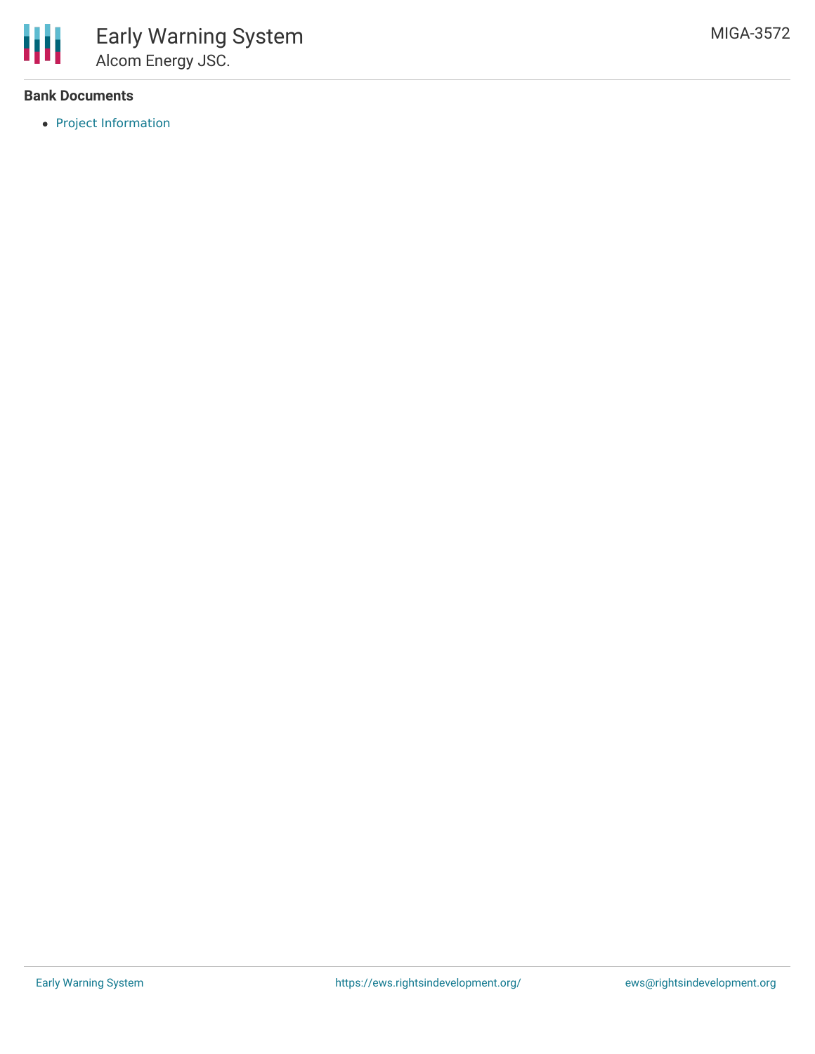**Bank Documents**

- Project Information